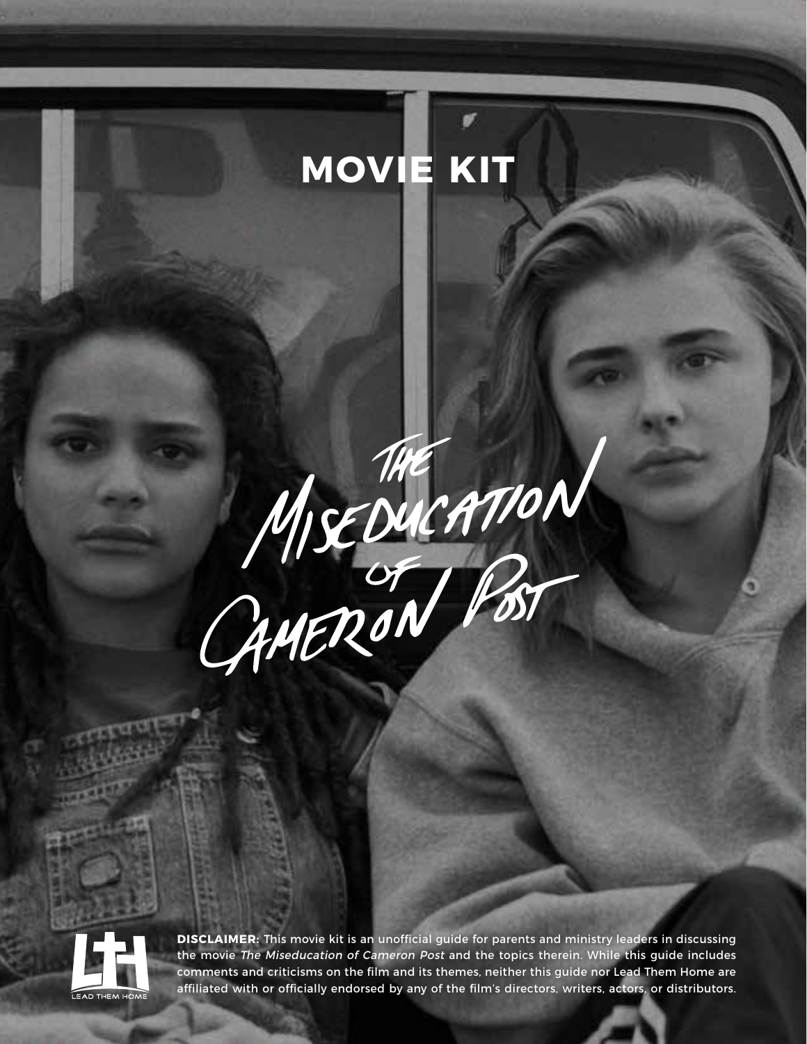# MOVIE KIT

# The Miseducation of Cameron Post

LEAD THEM HOME

**DISCLAIMER:** This movie kit is an unofficial guide for parents and ministry leaders in discussing the movie *The Miseducation of Cameron Post* and the topics therein. While this guide includes comments and criticisms on the film and its themes, neither this guide nor Lead Them Home are affiliated with or officially endorsed by any of the film's directors, writers, actors, or distributors.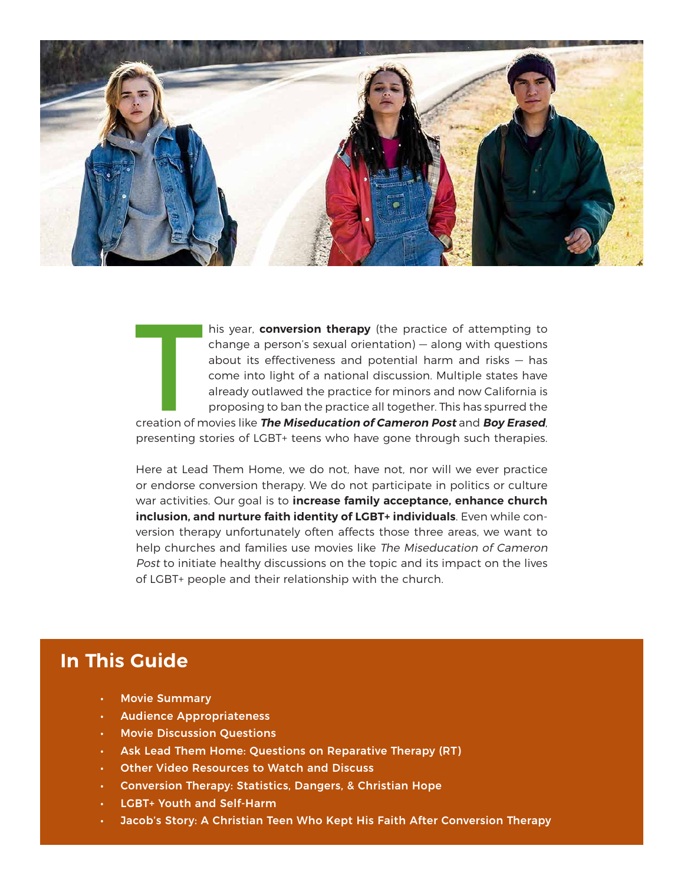This year, **conversion therapy** (the practice of attempting to change a person's sexual orientation) — along with questions about its effectiveness and potential harm and risks — has come into light of a national discussion. Multiple states have already outlawed the practice for minors and now California is proposing to ban the practice all together. This has spurred the creation of movies like ***The Miseducation of Cameron Post*** and ***Boy Erased***, presenting stories of LGBT+ teens who have gone through such therapies.

Here at Lead Them Home, we do not, have not, nor will we ever practice or endorse conversion therapy. We do not participate in politics or culture war activities. Our goal is to **increase family acceptance, enhance church inclusion, and nurture faith identity of LGBT+ individuals**. Even while conversion therapy unfortunately often affects those three areas, we want to help churches and families use movies like *The Miseducation of Cameron Post* to initiate healthy discussions on the topic and its impact on the lives of LGBT+ people and their relationship with the church.

## In This Guide

- Movie Summary
- Audience Appropriateness
- Movie Discussion Questions
- Ask Lead Them Home: Questions on Reparative Therapy (RT)
- Other Video Resources to Watch and Discuss
- Conversion Therapy: Statistics, Dangers, & Christian Hope
- LGBT+ Youth and Self-Harm
- Jacob's Story: A Christian Teen Who Kept His Faith After Conversion Therapy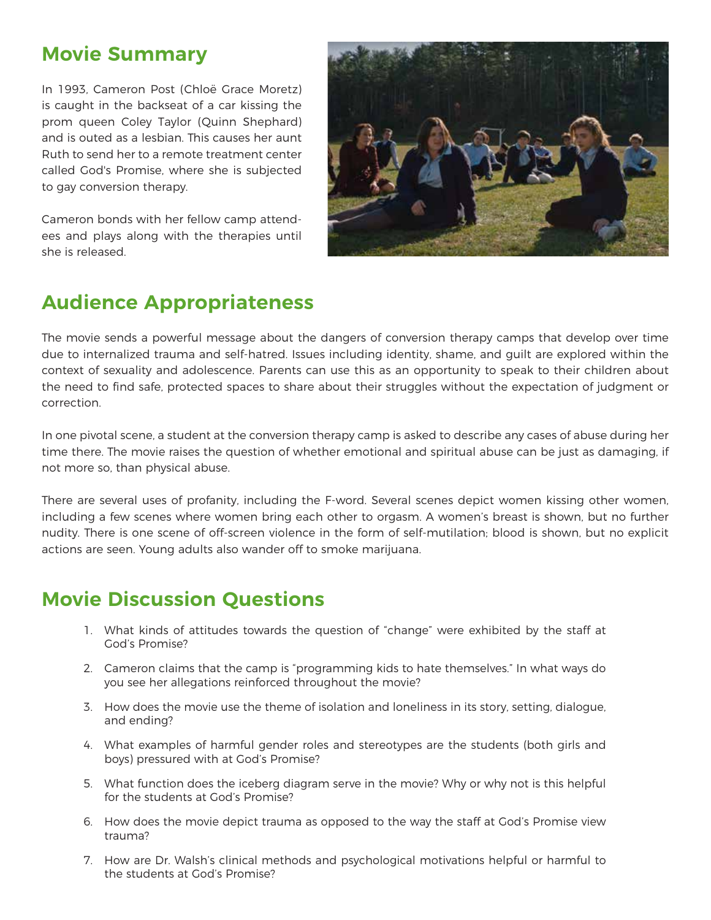## Movie Summary

In 1993, Cameron Post (Chloë Grace Moretz) is caught in the backseat of a car kissing the prom queen Coley Taylor (Quinn Shephard) and is outed as a lesbian. This causes her aunt Ruth to send her to a remote treatment center called God's Promise, where she is subjected to gay conversion therapy.

Cameron bonds with her fellow camp attendees and plays along with the therapies until she is released.

## Audience Appropriateness

The movie sends a powerful message about the dangers of conversion therapy camps that develop over time due to internalized trauma and self-hatred. Issues including identity, shame, and guilt are explored within the context of sexuality and adolescence. Parents can use this as an opportunity to speak to their children about the need to find safe, protected spaces to share about their struggles without the expectation of judgment or correction.

In one pivotal scene, a student at the conversion therapy camp is asked to describe any cases of abuse during her time there. The movie raises the question of whether emotional and spiritual abuse can be just as damaging, if not more so, than physical abuse.

There are several uses of profanity, including the F-word. Several scenes depict women kissing other women, including a few scenes where women bring each other to orgasm. A women's breast is shown, but no further nudity. There is one scene of off-screen violence in the form of self-mutilation; blood is shown, but no explicit actions are seen. Young adults also wander off to smoke marijuana.

## Movie Discussion Questions

1. What kinds of attitudes towards the question of "change" were exhibited by the staff at God's Promise?
2. Cameron claims that the camp is "programming kids to hate themselves." In what ways do you see her allegations reinforced throughout the movie?
3. How does the movie use the theme of isolation and loneliness in its story, setting, dialogue, and ending?
4. What examples of harmful gender roles and stereotypes are the students (both girls and boys) pressured with at God's Promise?
5. What function does the iceberg diagram serve in the movie? Why or why not is this helpful for the students at God's Promise?
6. How does the movie depict trauma as opposed to the way the staff at God's Promise view trauma?
7. How are Dr. Walsh's clinical methods and psychological motivations helpful or harmful to the students at God's Promise?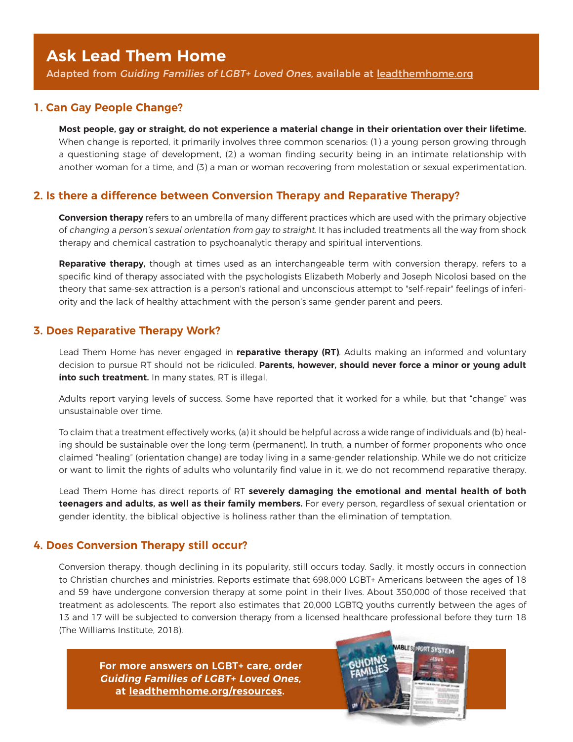# Ask Lead Them Home

Adapted from *Guiding Families of LGBT+ Loved Ones,* available at leadthemhome.org

## 1. Can Gay People Change?

**Most people, gay or straight, do not experience a material change in their orientation over their lifetime.** When change is reported, it primarily involves three common scenarios: (1) a young person growing through a questioning stage of development, (2) a woman finding security being in an intimate relationship with another woman for a time, and (3) a man or woman recovering from molestation or sexual experimentation.

## 2. Is there a difference between Conversion Therapy and Reparative Therapy?

**Conversion therapy** refers to an umbrella of many different practices which are used with the primary objective of *changing a person's sexual orientation from gay to straight.* It has included treatments all the way from shock therapy and chemical castration to psychoanalytic therapy and spiritual interventions.

**Reparative therapy,** though at times used as an interchangeable term with conversion therapy, refers to a specific kind of therapy associated with the psychologists Elizabeth Moberly and Joseph Nicolosi based on the theory that same-sex attraction is a person's rational and unconscious attempt to "self-repair" feelings of inferiority and the lack of healthy attachment with the person's same-gender parent and peers.

## 3. Does Reparative Therapy Work?

Lead Them Home has never engaged in **reparative therapy (RT)**. Adults making an informed and voluntary decision to pursue RT should not be ridiculed. **Parents, however, should never force a minor or young adult into such treatment.** In many states, RT is illegal.

Adults report varying levels of success. Some have reported that it worked for a while, but that "change" was unsustainable over time.

To claim that a treatment effectively works, (a) it should be helpful across a wide range of individuals and (b) healing should be sustainable over the long-term (permanent). In truth, a number of former proponents who once claimed "healing" (orientation change) are today living in a same-gender relationship. While we do not criticize or want to limit the rights of adults who voluntarily find value in it, we do not recommend reparative therapy.

Lead Them Home has direct reports of RT **severely damaging the emotional and mental health of both teenagers and adults, as well as their family members.** For every person, regardless of sexual orientation or gender identity, the biblical objective is holiness rather than the elimination of temptation.

## 4. Does Conversion Therapy still occur?

Conversion therapy, though declining in its popularity, still occurs today. Sadly, it mostly occurs in connection to Christian churches and ministries. Reports estimate that 698,000 LGBT+ Americans between the ages of 18 and 59 have undergone conversion therapy at some point in their lives. About 350,000 of those received that treatment as adolescents. The report also estimates that 20,000 LGBTQ youths currently between the ages of 13 and 17 will be subjected to conversion therapy from a licensed healthcare professional before they turn 18 (The Williams Institute, 2018).

**For more answers on LGBT+ care, order *Guiding Families of LGBT+ Loved Ones,* at leadthemhome.org/resources.**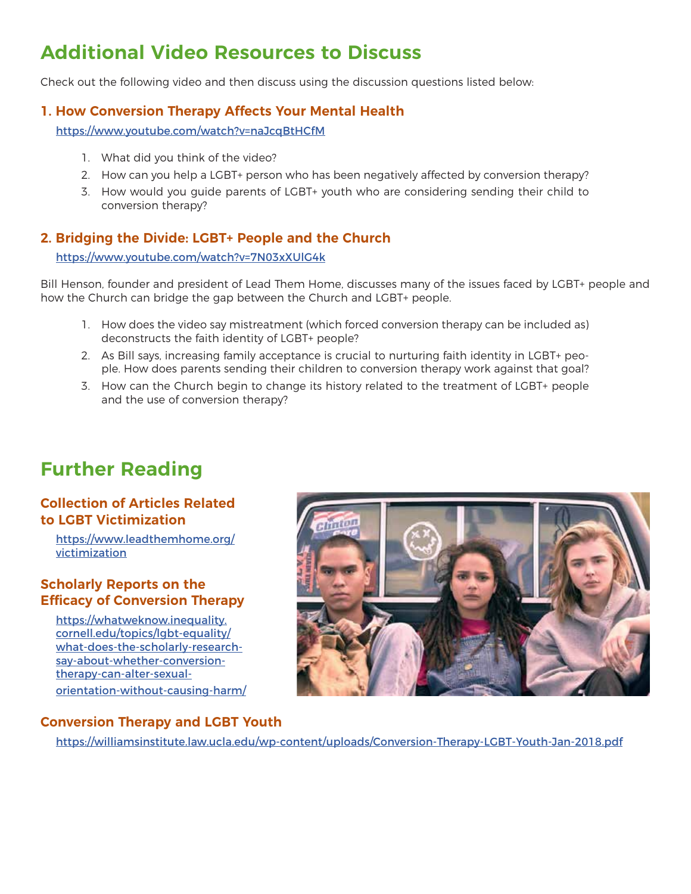## Additional Video Resources to Discuss

Check out the following video and then discuss using the discussion questions listed below:

### 1. How Conversion Therapy Affects Your Mental Health

https://www.youtube.com/watch?v=naJcqBtHCfM

1. What did you think of the video?
2. How can you help a LGBT+ person who has been negatively affected by conversion therapy?
3. How would you guide parents of LGBT+ youth who are considering sending their child to conversion therapy?

### 2. Bridging the Divide: LGBT+ People and the Church

https://www.youtube.com/watch?v=7N03xXUlG4k

Bill Henson, founder and president of Lead Them Home, discusses many of the issues faced by LGBT+ people and how the Church can bridge the gap between the Church and LGBT+ people.

1. How does the video say mistreatment (which forced conversion therapy can be included as) deconstructs the faith identity of LGBT+ people?
2. As Bill says, increasing family acceptance is crucial to nurturing faith identity in LGBT+ people. How does parents sending their children to conversion therapy work against that goal?
3. How can the Church begin to change its history related to the treatment of LGBT+ people and the use of conversion therapy?

## Further Reading

### Collection of Articles Related to LGBT Victimization

https://www.leadthemhome.org/victimization

### Scholarly Reports on the Efficacy of Conversion Therapy

https://whatweknow.inequality.cornell.edu/topics/lgbt-equality/what-does-the-scholarly-research-say-about-whether-conversion-therapy-can-alter-sexual-orientation-without-causing-harm/

### Conversion Therapy and LGBT Youth

https://williamsinstitute.law.ucla.edu/wp-content/uploads/Conversion-Therapy-LGBT-Youth-Jan-2018.pdf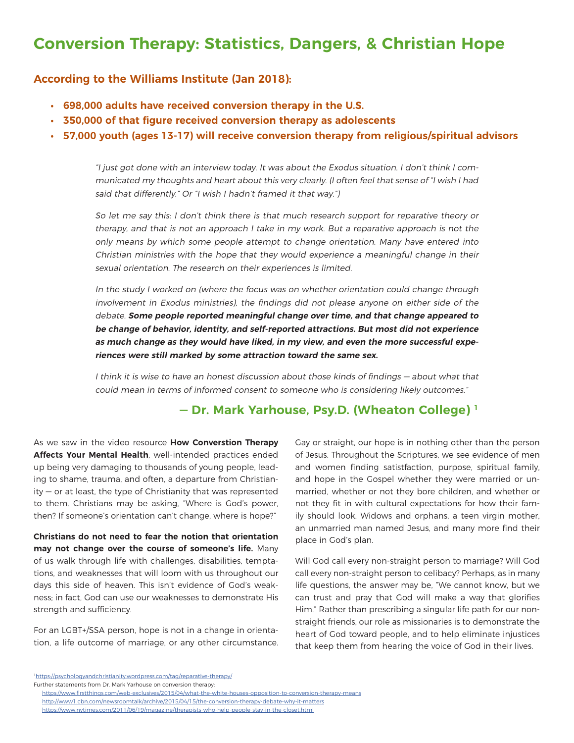# Conversion Therapy: Statistics, Dangers, & Christian Hope

## According to the Williams Institute (Jan 2018):

- **698,000 adults have received conversion therapy in the U.S.**
- **350,000 of that figure received conversion therapy as adolescents**
- **57,000 youth (ages 13-17) will receive conversion therapy from religious/spiritual advisors**

> *"I just got done with an interview today. It was about the Exodus situation. I don't think I communicated my thoughts and heart about this very clearly. (I often feel that sense of "I wish I had said that differently." Or "I wish I hadn't framed it that way.")*
>
> *So let me say this: I don't think there is that much research support for reparative theory or therapy, and that is not an approach I take in my work. But a reparative approach is not the only means by which some people attempt to change orientation. Many have entered into Christian ministries with the hope that they would experience a meaningful change in their sexual orientation. The research on their experiences is limited.*
>
> *In the study I worked on (where the focus was on whether orientation could change through involvement in Exodus ministries), the findings did not please anyone on either side of the debate.* ***Some people reported meaningful change over time, and that change appeared to be change of behavior, identity, and self-reported attractions. But most did not experience as much change as they would have liked, in my view, and even the more successful experiences were still marked by some attraction toward the same sex.***
>
> *I think it is wise to have an honest discussion about those kinds of findings — about what that could mean in terms of informed consent to someone who is considering likely outcomes."*
>
> **— Dr. Mark Yarhouse, Psy.D. (Wheaton College)** [1]

As we saw in the video resource **How Converstion Therapy Affects Your Mental Health**, well-intended practices ended up being very damaging to thousands of young people, leading to shame, trauma, and often, a departure from Christianity — or at least, the type of Christianity that was represented to them. Christians may be asking, "Where is God's power, then? If someone's orientation can't change, where is hope?"

**Christians do not need to fear the notion that orientation may not change over the course of someone's life.** Many of us walk through life with challenges, disabilities, temptations, and weaknesses that will loom with us throughout our days this side of heaven. This isn't evidence of God's weakness; in fact, God can use our weaknesses to demonstrate His strength and sufficiency.

For an LGBT+/SSA person, hope is not in a change in orientation, a life outcome of marriage, or any other circumstance. Gay or straight, our hope is in nothing other than the person of Jesus. Throughout the Scriptures, we see evidence of men and women finding satisfaction, purpose, spiritual family, and hope in the Gospel whether they were married or unmarried, whether or not they bore children, and whether or not they fit in with cultural expectations for how their family should look. Widows and orphans, a teen virgin mother, an unmarried man named Jesus, and many more find their place in God's plan.

Will God call every non-straight person to marriage? Will God call every non-straight person to celibacy? Perhaps, as in many life questions, the answer may be, "We cannot know, but we can trust and pray that God will make a way that glorifies Him." Rather than prescribing a singular life path for our non-straight friends, our role as missionaries is to demonstrate the heart of God toward people, and to help eliminate injustices that keep them from hearing the voice of God in their lives.

[1] https://psychologyandchristianity.wordpress.com/tag/reparative-therapy/

Further statements from Dr. Mark Yarhouse on conversion therapy:

- https://www.firstthings.com/web-exclusives/2015/04/what-the-white-houses-opposition-to-conversion-therapy-means
- http://www1.cbn.com/newsroomtalk/archive/2015/04/15/the-conversion-therapy-debate-why-it-matters
- https://www.nytimes.com/2011/06/19/magazine/therapists-who-help-people-stay-in-the-closet.html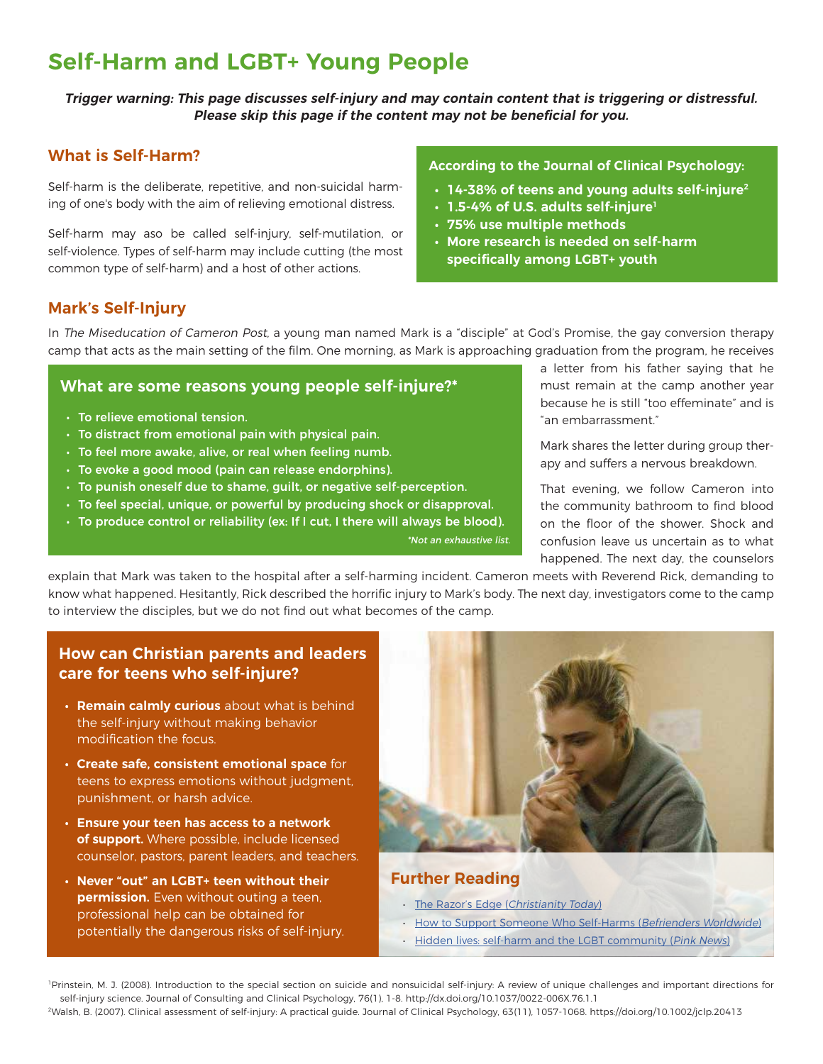# Self-Harm and LGBT+ Young People

***Trigger warning: This page discusses self-injury and may contain content that is triggering or distressful. Please skip this page if the content may not be beneficial for you.***

## What is Self-Harm?

Self-harm is the deliberate, repetitive, and non-suicidal harming of one's body with the aim of relieving emotional distress.

Self-harm may aso be called self-injury, self-mutilation, or self-violence. Types of self-harm may include cutting (the most common type of self-harm) and a host of other actions.

**According to the Journal of Clinical Psychology:**

- **14-38% of teens and young adults self-injure[2]**
- **1.5-4% of U.S. adults self-injure[1]**
- **75% use multiple methods**
- **More research is needed on self-harm specifically among LGBT+ youth**

## Mark's Self-Injury

In *The Miseducation of Cameron Post*, a young man named Mark is a "disciple" at God's Promise, the gay conversion therapy camp that acts as the main setting of the film. One morning, as Mark is approaching graduation from the program, he receives a letter from his father saying that he must remain at the camp another year because he is still "too effeminate" and is "an embarrassment."

Mark shares the letter during group therapy and suffers a nervous breakdown.

That evening, we follow Cameron into the community bathroom to find blood on the floor of the shower. Shock and confusion leave us uncertain as to what happened. The next day, the counselors explain that Mark was taken to the hospital after a self-harming incident. Cameron meets with Reverend Rick, demanding to know what happened. Hesitantly, Rick described the horrific injury to Mark's body. The next day, investigators come to the camp to interview the disciples, but we do not find out what becomes of the camp.

### What are some reasons young people self-injure?*

- To relieve emotional tension.
- To distract from emotional pain with physical pain.
- To feel more awake, alive, or real when feeling numb.
- To evoke a good mood (pain can release endorphins).
- To punish oneself due to shame, guilt, or negative self-perception.
- To feel special, unique, or powerful by producing shock or disapproval.
- To produce control or reliability (ex: If I cut, I there will always be blood).

*\*Not an exhaustive list.*

### How can Christian parents and leaders care for teens who self-injure?

- **Remain calmly curious** about what is behind the self-injury without making behavior modification the focus.
- **Create safe, consistent emotional space** for teens to express emotions without judgment, punishment, or harsh advice.
- **Ensure your teen has access to a network of support.** Where possible, include licensed counselor, pastors, parent leaders, and teachers.
- **Never "out" an LGBT+ teen without their permission.** Even without outing a teen, professional help can be obtained for potentially the dangerous risks of self-injury.

### Further Reading

- The Razor's Edge (*Christianity Today*)
- How to Support Someone Who Self-Harms (*Befrienders Worldwide*)
- Hidden lives: self-harm and the LGBT community (*Pink News*)

[1]Prinstein, M. J. (2008). Introduction to the special section on suicide and nonsuicidal self-injury: A review of unique challenges and important directions for self-injury science. Journal of Consulting and Clinical Psychology, 76(1), 1-8. http://dx.doi.org/10.1037/0022-006X.76.1.1

[2]Walsh, B. (2007). Clinical assessment of self-injury: A practical guide. Journal of Clinical Psychology, 63(11), 1057-1068. https://doi.org/10.1002/jclp.20413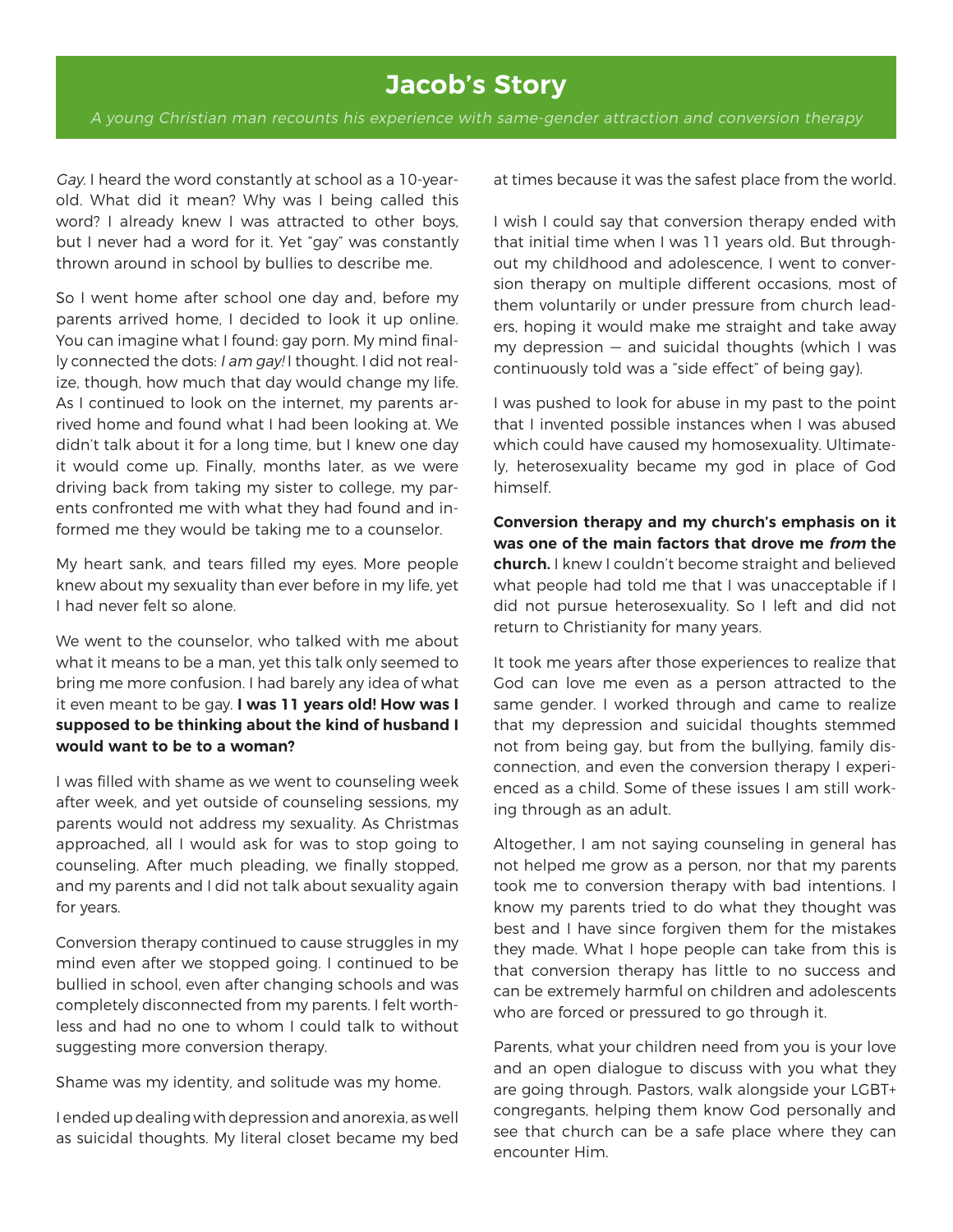# Jacob's Story

*A young Christian man recounts his experience with same-gender attraction and conversion therapy*

*Gay.* I heard the word constantly at school as a 10-year-old. What did it mean? Why was I being called this word? I already knew I was attracted to other boys, but I never had a word for it. Yet "gay" was constantly thrown around in school by bullies to describe me.

So I went home after school one day and, before my parents arrived home, I decided to look it up online. You can imagine what I found: gay porn. My mind finally connected the dots: *I am gay!* I thought. I did not realize, though, how much that day would change my life. As I continued to look on the internet, my parents arrived home and found what I had been looking at. We didn't talk about it for a long time, but I knew one day it would come up. Finally, months later, as we were driving back from taking my sister to college, my parents confronted me with what they had found and informed me they would be taking me to a counselor.

My heart sank, and tears filled my eyes. More people knew about my sexuality than ever before in my life, yet I had never felt so alone.

We went to the counselor, who talked with me about what it means to be a man, yet this talk only seemed to bring me more confusion. I had barely any idea of what it even meant to be gay. **I was 11 years old! How was I supposed to be thinking about the kind of husband I would want to be to a woman?**

I was filled with shame as we went to counseling week after week, and yet outside of counseling sessions, my parents would not address my sexuality. As Christmas approached, all I would ask for was to stop going to counseling. After much pleading, we finally stopped, and my parents and I did not talk about sexuality again for years.

Conversion therapy continued to cause struggles in my mind even after we stopped going. I continued to be bullied in school, even after changing schools and was completely disconnected from my parents. I felt worthless and had no one to whom I could talk to without suggesting more conversion therapy.

Shame was my identity, and solitude was my home.

I ended up dealing with depression and anorexia, as well as suicidal thoughts. My literal closet became my bed at times because it was the safest place from the world.

I wish I could say that conversion therapy ended with that initial time when I was 11 years old. But throughout my childhood and adolescence, I went to conversion therapy on multiple different occasions, most of them voluntarily or under pressure from church leaders, hoping it would make me straight and take away my depression — and suicidal thoughts (which I was continuously told was a "side effect" of being gay).

I was pushed to look for abuse in my past to the point that I invented possible instances when I was abused which could have caused my homosexuality. Ultimately, heterosexuality became my god in place of God himself.

**Conversion therapy and my church's emphasis on it was one of the main factors that drove me *from* the church.** I knew I couldn't become straight and believed what people had told me that I was unacceptable if I did not pursue heterosexuality. So I left and did not return to Christianity for many years.

It took me years after those experiences to realize that God can love me even as a person attracted to the same gender. I worked through and came to realize that my depression and suicidal thoughts stemmed not from being gay, but from the bullying, family disconnection, and even the conversion therapy I experienced as a child. Some of these issues I am still working through as an adult.

Altogether, I am not saying counseling in general has not helped me grow as a person, nor that my parents took me to conversion therapy with bad intentions. I know my parents tried to do what they thought was best and I have since forgiven them for the mistakes they made. What I hope people can take from this is that conversion therapy has little to no success and can be extremely harmful on children and adolescents who are forced or pressured to go through it.

Parents, what your children need from you is your love and an open dialogue to discuss with you what they are going through. Pastors, walk alongside your LGBT+ congregants, helping them know God personally and see that church can be a safe place where they can encounter Him.